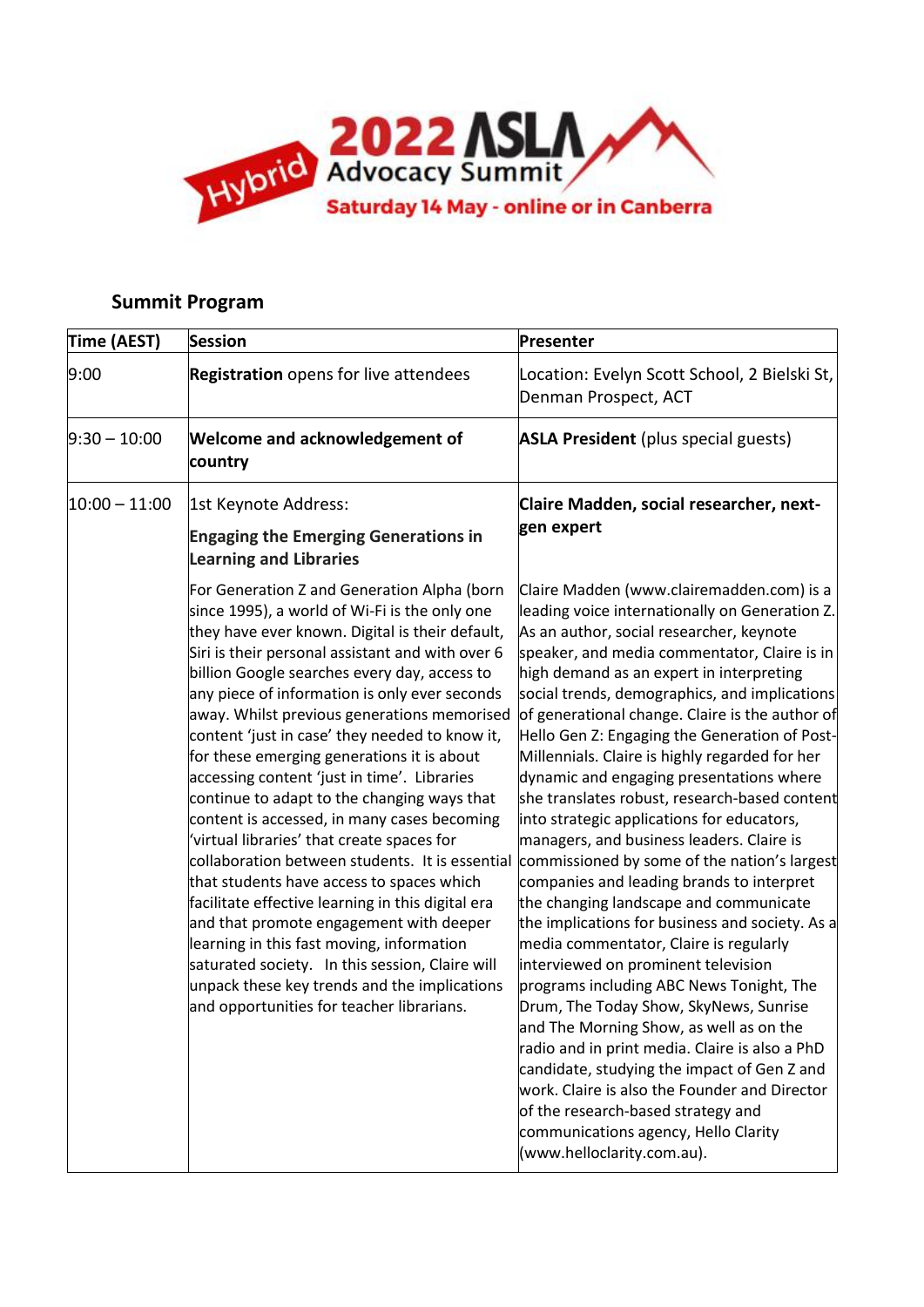# 2022 ASLA Advocacy Summit

Hybrid

**Saturday 14 May - online or in Canberra**

## Summit Program

| Time (AEST) | Session | Presenter |
|---|---|---|
| 9:00 | **Registration** opens for live attendees | Location: Evelyn Scott School, 2 Bielski St, Denman Prospect, ACT |
| 9:30 – 10:00 | **Welcome and acknowledgement of country** | **ASLA President** (plus special guests) |
| 10:00 – 11:00 | 1st Keynote Address: **Engaging the Emerging Generations in Learning and Libraries** For Generation Z and Generation Alpha (born since 1995), a world of Wi-Fi is the only one they have ever known. Digital is their default, Siri is their personal assistant and with over 6 billion Google searches every day, access to any piece of information is only ever seconds away. Whilst previous generations memorised content 'just in case' they needed to know it, for these emerging generations it is about accessing content 'just in time'. Libraries continue to adapt to the changing ways that content is accessed, in many cases becoming 'virtual libraries' that create spaces for collaboration between students. It is essential that students have access to spaces which facilitate effective learning in this digital era and that promote engagement with deeper learning in this fast moving, information saturated society. In this session, Claire will unpack these key trends and the implications and opportunities for teacher librarians. | **Claire Madden, social researcher, next-gen expert** Claire Madden (www.clairemadden.com) is a leading voice internationally on Generation Z. As an author, social researcher, keynote speaker, and media commentator, Claire is in high demand as an expert in interpreting social trends, demographics, and implications of generational change. Claire is the author of Hello Gen Z: Engaging the Generation of Post-Millennials. Claire is highly regarded for her dynamic and engaging presentations where she translates robust, research-based content into strategic applications for educators, managers, and business leaders. Claire is commissioned by some of the nation's largest companies and leading brands to interpret the changing landscape and communicate the implications for business and society. As a media commentator, Claire is regularly interviewed on prominent television programs including ABC News Tonight, The Drum, The Today Show, SkyNews, Sunrise and The Morning Show, as well as on the radio and in print media. Claire is also a PhD candidate, studying the impact of Gen Z and work. Claire is also the Founder and Director of the research-based strategy and communications agency, Hello Clarity (www.helloclarity.com.au). |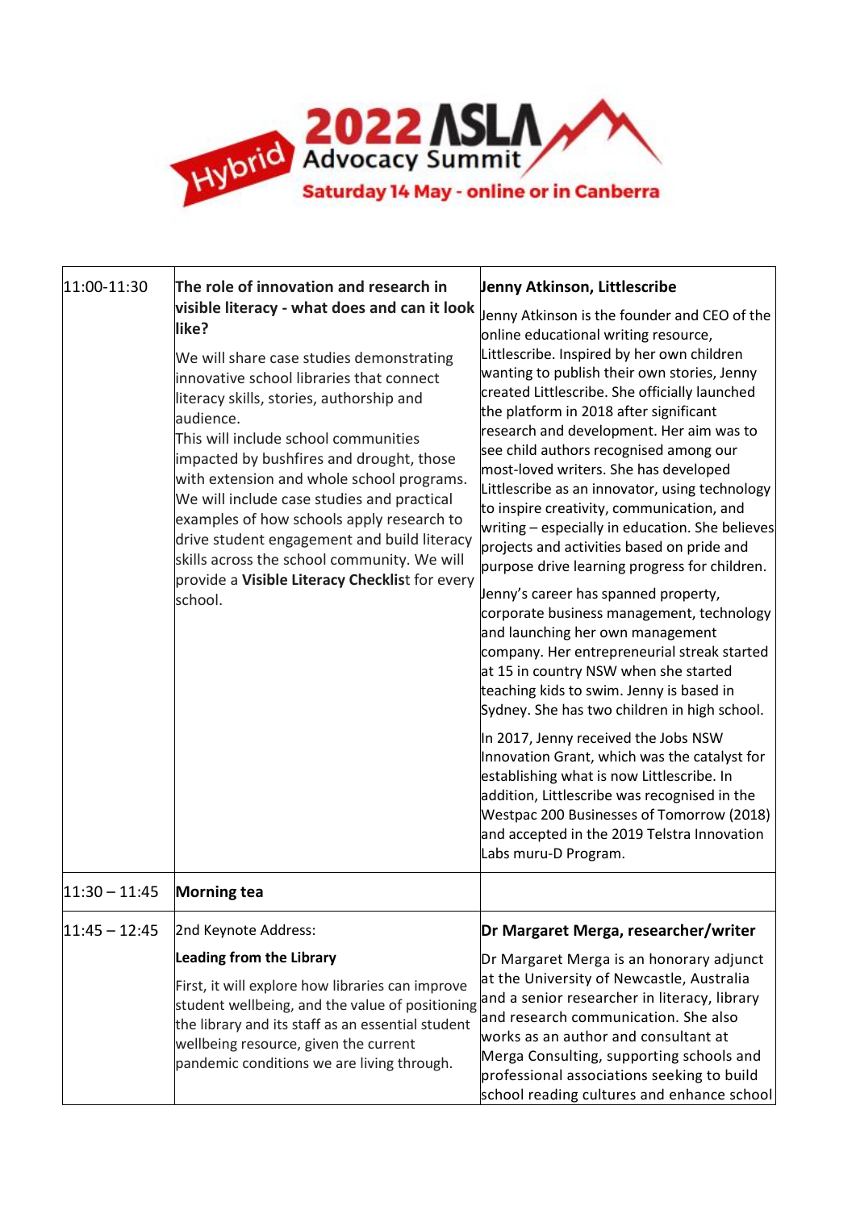**2022 ASLA Advocacy Summit** — Hybrid

**Saturday 14 May - online or in Canberra**

| | | |
|---|---|---|
| 11:00-11:30 | **The role of innovation and research in visible literacy - what does and can it look like?**<br><br>We will share case studies demonstrating innovative school libraries that connect literacy skills, stories, authorship and audience.<br>This will include school communities impacted by bushfires and drought, those with extension and whole school programs. We will include case studies and practical examples of how schools apply research to drive student engagement and build literacy skills across the school community. We will provide a **Visible Literacy Checklist** for every school. | **Jenny Atkinson, Littlescribe**<br><br>Jenny Atkinson is the founder and CEO of the online educational writing resource, Littlescribe. Inspired by her own children wanting to publish their own stories, Jenny created Littlescribe. She officially launched the platform in 2018 after significant research and development. Her aim was to see child authors recognised among our most-loved writers. She has developed Littlescribe as an innovator, using technology to inspire creativity, communication, and writing – especially in education. She believes projects and activities based on pride and purpose drive learning progress for children.<br><br>Jenny's career has spanned property, corporate business management, technology and launching her own management company. Her entrepreneurial streak started at 15 in country NSW when she started teaching kids to swim. Jenny is based in Sydney. She has two children in high school.<br><br>In 2017, Jenny received the Jobs NSW Innovation Grant, which was the catalyst for establishing what is now Littlescribe. In addition, Littlescribe was recognised in the Westpac 200 Businesses of Tomorrow (2018) and accepted in the 2019 Telstra Innovation Labs muru-D Program. |
| 11:30 – 11:45 | **Morning tea** | |
| 11:45 – 12:45 | 2nd Keynote Address:<br><br>**Leading from the Library**<br><br>First, it will explore how libraries can improve student wellbeing, and the value of positioning the library and its staff as an essential student wellbeing resource, given the current pandemic conditions we are living through. | **Dr Margaret Merga, researcher/writer**<br><br>Dr Margaret Merga is an honorary adjunct at the University of Newcastle, Australia and a senior researcher in literacy, library and research communication. She also works as an author and consultant at Merga Consulting, supporting schools and professional associations seeking to build school reading cultures and enhance school |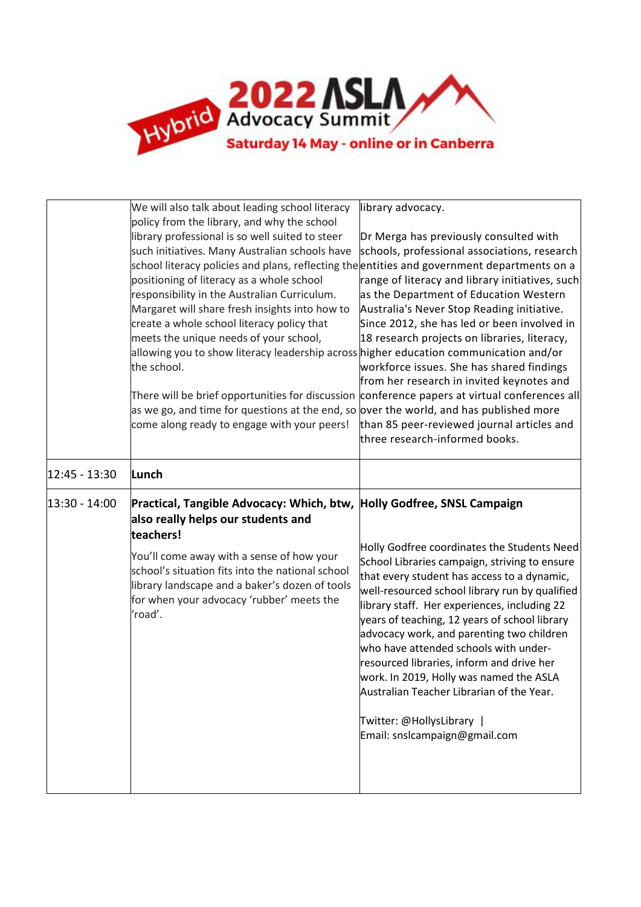| | | |
|---|---|---|
| | We will also talk about leading school literacy policy from the library, and why the school library professional is so well suited to steer such initiatives. Many Australian schools have school literacy policies and plans, reflecting the positioning of literacy as a whole school responsibility in the Australian Curriculum. Margaret will share fresh insights into how to create a whole school literacy policy that meets the unique needs of your school, allowing you to show literacy leadership across the school.<br><br>There will be brief opportunities for discussion as we go, and time for questions at the end, so come along ready to engage with your peers! | library advocacy.<br><br>Dr Merga has previously consulted with schools, professional associations, research entities and government departments on a range of literacy and library initiatives, such as the Department of Education Western Australia's Never Stop Reading initiative. Since 2012, she has led or been involved in 18 research projects on libraries, literacy, higher education communication and/or workforce issues. She has shared findings from her research in invited keynotes and conference papers at virtual conferences all over the world, and has published more than 85 peer-reviewed journal articles and three research-informed books. |
| 12:45 - 13:30 | **Lunch** | |
| 13:30 - 14:00 | **Practical, Tangible Advocacy: Which, btw, also really helps our students and teachers!**<br><br>You'll come away with a sense of how your school's situation fits into the national school library landscape and a baker's dozen of tools for when your advocacy 'rubber' meets the 'road'. | **Holly Godfree, SNSL Campaign**<br><br>Holly Godfree coordinates the Students Need School Libraries campaign, striving to ensure that every student has access to a dynamic, well-resourced school library run by qualified library staff. Her experiences, including 22 years of teaching, 12 years of school library advocacy work, and parenting two children who have attended schools with under-resourced libraries, inform and drive her work. In 2019, Holly was named the ASLA Australian Teacher Librarian of the Year.<br><br>Twitter: @HollysLibrary \|<br>Email: snslcampaign@gmail.com |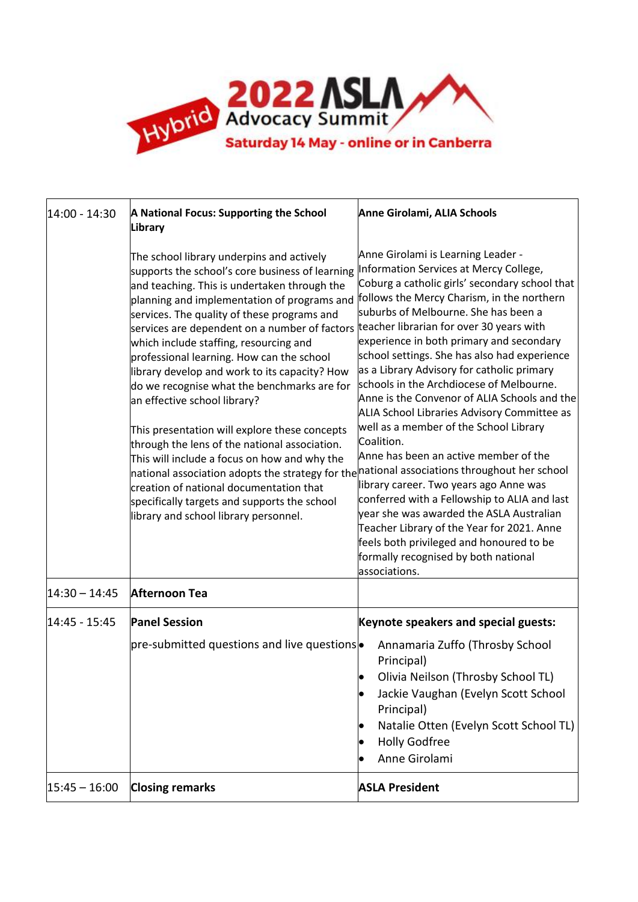# 2022 ASLA Advocacy Summit

Hybrid

Saturday 14 May - online or in Canberra

| | | |
|---|---|---|
| 14:00 - 14:30 | **A National Focus: Supporting the School Library**<br><br>The school library underpins and actively supports the school's core business of learning and teaching. This is undertaken through the planning and implementation of programs and services. The quality of these programs and services are dependent on a number of factors which include staffing, resourcing and professional learning. How can the school library develop and work to its capacity? How do we recognise what the benchmarks are for an effective school library?<br><br>This presentation will explore these concepts through the lens of the national association. This will include a focus on how and why the national association adopts the strategy for the creation of national documentation that specifically targets and supports the school library and school library personnel. | **Anne Girolami, ALIA Schools**<br><br>Anne Girolami is Learning Leader - Information Services at Mercy College, Coburg a catholic girls' secondary school that follows the Mercy Charism, in the northern suburbs of Melbourne. She has been a teacher librarian for over 30 years with experience in both primary and secondary school settings. She has also had experience as a Library Advisory for catholic primary schools in the Archdiocese of Melbourne. Anne is the Convenor of ALIA Schools and the ALIA School Libraries Advisory Committee as well as a member of the School Library Coalition.<br>Anne has been an active member of the national associations throughout her school library career. Two years ago Anne was conferred with a Fellowship to ALIA and last year she was awarded the ASLA Australian Teacher Library of the Year for 2021. Anne feels both privileged and honoured to be formally recognised by both national associations. |
| 14:30 – 14:45 | **Afternoon Tea** | |
| 14:45 - 15:45 | **Panel Session**<br><br>pre-submitted questions and live questions | **Keynote speakers and special guests:**<br><br>• Annamaria Zuffo (Throsby School Principal)<br>• Olivia Neilson (Throsby School TL)<br>• Jackie Vaughan (Evelyn Scott School Principal)<br>• Natalie Otten (Evelyn Scott School TL)<br>• Holly Godfree<br>• Anne Girolami |
| 15:45 – 16:00 | **Closing remarks** | **ASLA President** |